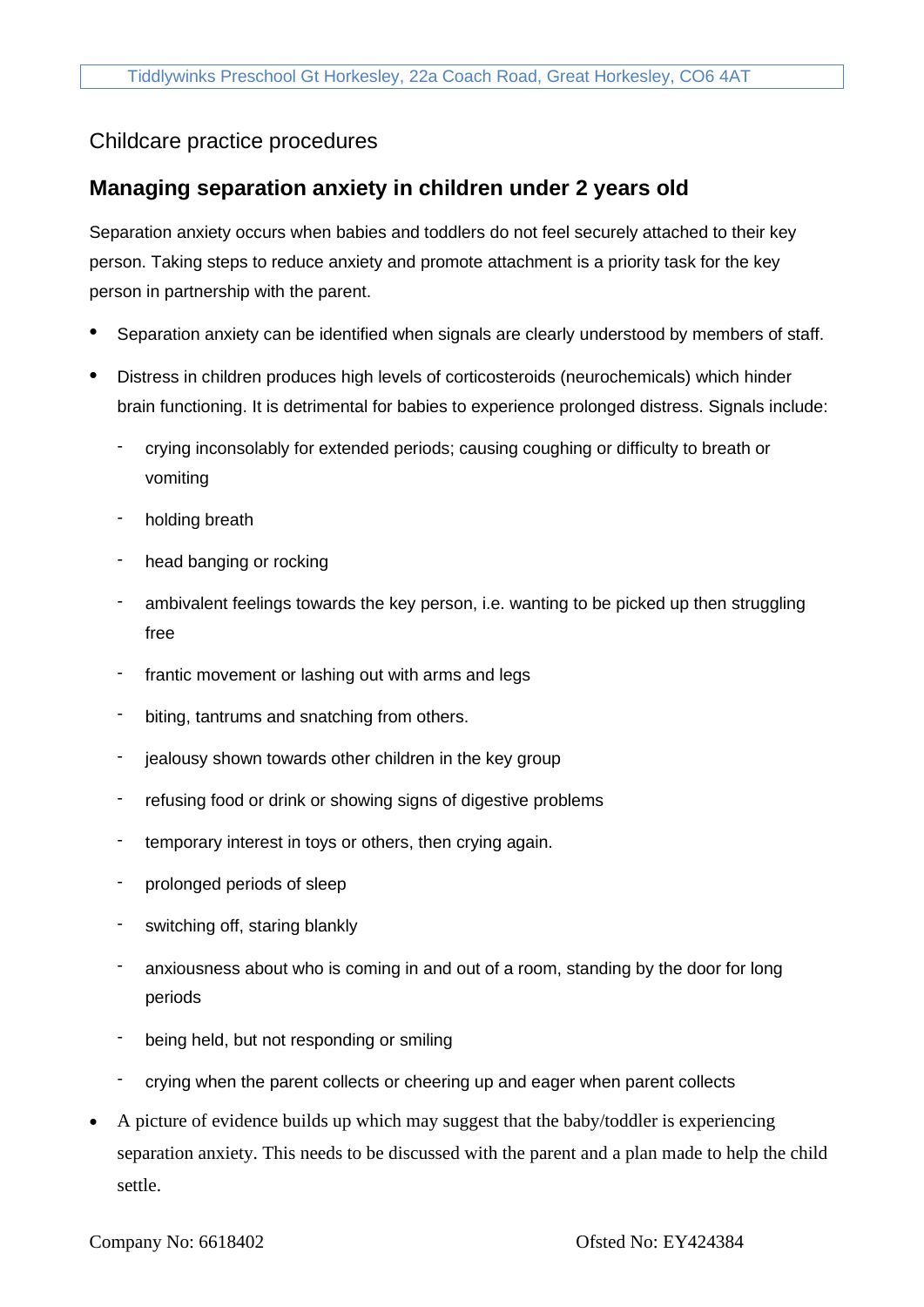Childcare practice procedures

## Managing separation anxiety in children under 2 years old

Separation anxiety occurs when babies and toddlers do not feel securely attached to their key person. Taking steps to reduce anxiety and promote attachment is a priority task for the key person in partnership with the parent.

- Separation anxiety can be identified when signals are clearly understood by members of staff.
- Distress in children produces high levels of corticosteroids (neurochemicals) which hinder brain functioning. It is detrimental for babies to experience prolonged distress. Signals include:
  - crying inconsolably for extended periods; causing coughing or difficulty to breath or vomiting
  - holding breath
  - head banging or rocking
  - ambivalent feelings towards the key person, i.e. wanting to be picked up then struggling free
  - frantic movement or lashing out with arms and legs
  - biting, tantrums and snatching from others.
  - jealousy shown towards other children in the key group
  - refusing food or drink or showing signs of digestive problems
  - temporary interest in toys or others, then crying again.
  - prolonged periods of sleep
  - switching off, staring blankly
  - anxiousness about who is coming in and out of a room, standing by the door for long periods
  - being held, but not responding or smiling
  - crying when the parent collects or cheering up and eager when parent collects
- A picture of evidence builds up which may suggest that the baby/toddler is experiencing separation anxiety. This needs to be discussed with the parent and a plan made to help the child settle.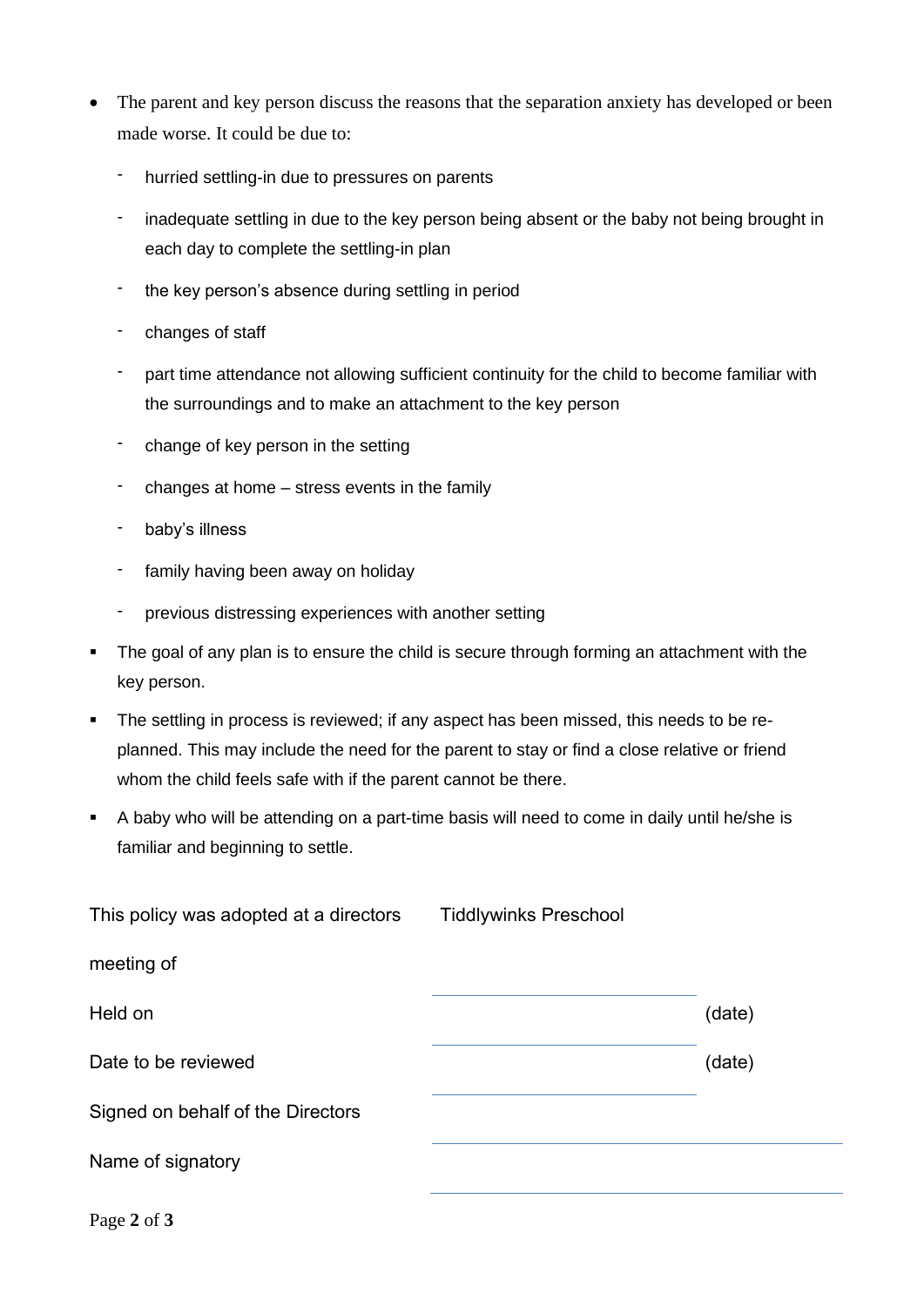- The parent and key person discuss the reasons that the separation anxiety has developed or been made worse. It could be due to:
  - hurried settling-in due to pressures on parents
  - inadequate settling in due to the key person being absent or the baby not being brought in each day to complete the settling-in plan
  - the key person's absence during settling in period
  - changes of staff
  - part time attendance not allowing sufficient continuity for the child to become familiar with the surroundings and to make an attachment to the key person
  - change of key person in the setting
  - changes at home – stress events in the family
  - baby's illness
  - family having been away on holiday
  - previous distressing experiences with another setting
- The goal of any plan is to ensure the child is secure through forming an attachment with the key person.
- The settling in process is reviewed; if any aspect has been missed, this needs to be re-planned. This may include the need for the parent to stay or find a close relative or friend whom the child feels safe with if the parent cannot be there.
- A baby who will be attending on a part-time basis will need to come in daily until he/she is familiar and beginning to settle.

| This policy was adopted at a directors meeting of | Tiddlywinks Preschool | |
|---|---|---|
| Held on | | (date) |
| Date to be reviewed | | (date) |
| Signed on behalf of the Directors | | |
| Name of signatory | | |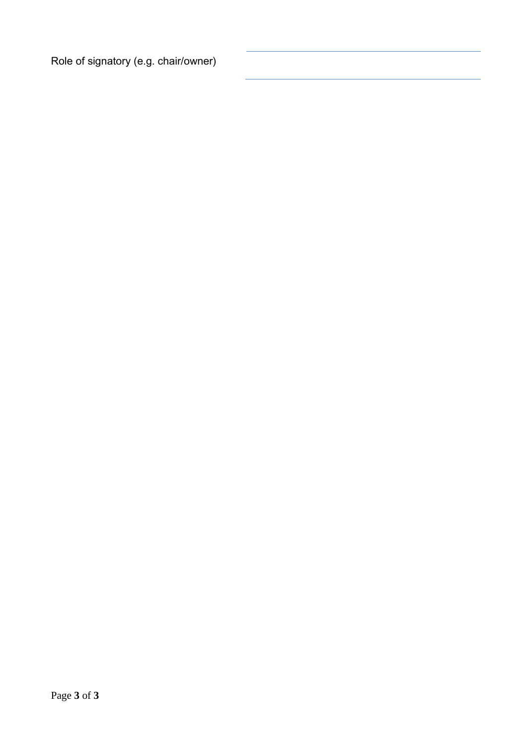Role of signatory (e.g. chair/owner) \_\_\_\_\_\_\_\_\_\_\_\_\_\_\_\_\_\_\_\_\_\_\_\_\_\_\_\_\_\_\_\_\_\_\_\_\_\_\_\_